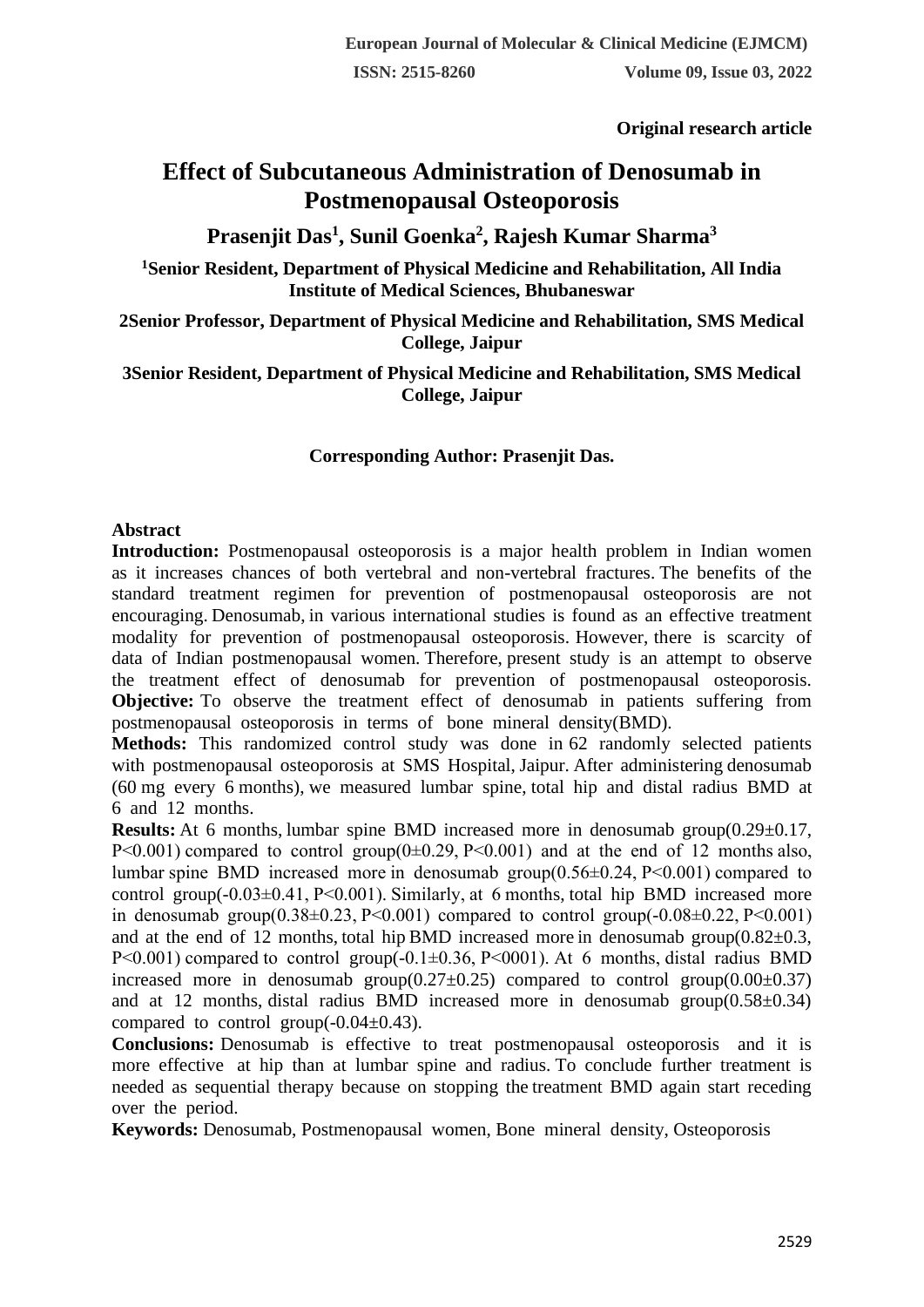Original research article

# Effect of Subcutaneous Administration of Denosumab in Postmenopausal Osteoporosis

**Prasenjit Das[1], Sunil Goenka[2], Rajesh Kumar Sharma[3]**

**[1]Senior Resident, Department of Physical Medicine and Rehabilitation, All India Institute of Medical Sciences, Bhubaneswar**

**2Senior Professor, Department of Physical Medicine and Rehabilitation, SMS Medical College, Jaipur**

**3Senior Resident, Department of Physical Medicine and Rehabilitation, SMS Medical College, Jaipur**

**Corresponding Author: Prasenjit Das.**

## Abstract

**Introduction:** Postmenopausal osteoporosis is a major health problem in Indian women as it increases chances of both vertebral and non-vertebral fractures. The benefits of the standard treatment regimen for prevention of postmenopausal osteoporosis are not encouraging. Denosumab, in various international studies is found as an effective treatment modality for prevention of postmenopausal osteoporosis. However, there is scarcity of data of Indian postmenopausal women. Therefore, present study is an attempt to observe the treatment effect of denosumab for prevention of postmenopausal osteoporosis.

**Objective:** To observe the treatment effect of denosumab in patients suffering from postmenopausal osteoporosis in terms of bone mineral density(BMD).

**Methods:** This randomized control study was done in 62 randomly selected patients with postmenopausal osteoporosis at SMS Hospital, Jaipur. After administering denosumab (60 mg every 6 months), we measured lumbar spine, total hip and distal radius BMD at 6 and 12 months.

**Results:** At 6 months, lumbar spine BMD increased more in denosumab group($0.29\pm0.17$, $P<0.001$) compared to control group($0\pm0.29$, $P<0.001$) and at the end of 12 months also, lumbar spine BMD increased more in denosumab group($0.56\pm0.24$, $P<0.001$) compared to control group($-0.03\pm0.41$, $P<0.001$). Similarly, at 6 months, total hip BMD increased more in denosumab group($0.38\pm0.23$, $P<0.001$) compared to control group($-0.08\pm0.22$, $P<0.001$) and at the end of 12 months, total hip BMD increased more in denosumab group($0.82\pm0.3$, $P<0.001$) compared to control group($-0.1\pm0.36$, $P<0001$). At 6 months, distal radius BMD increased more in denosumab group($0.27\pm0.25$) compared to control group($0.00\pm0.37$) and at 12 months, distal radius BMD increased more in denosumab group($0.58\pm0.34$) compared to control group($-0.04\pm0.43$).

**Conclusions:** Denosumab is effective to treat postmenopausal osteoporosis and it is more effective at hip than at lumbar spine and radius. To conclude further treatment is needed as sequential therapy because on stopping the treatment BMD again start receding over the period.

**Keywords:** Denosumab, Postmenopausal women, Bone mineral density, Osteoporosis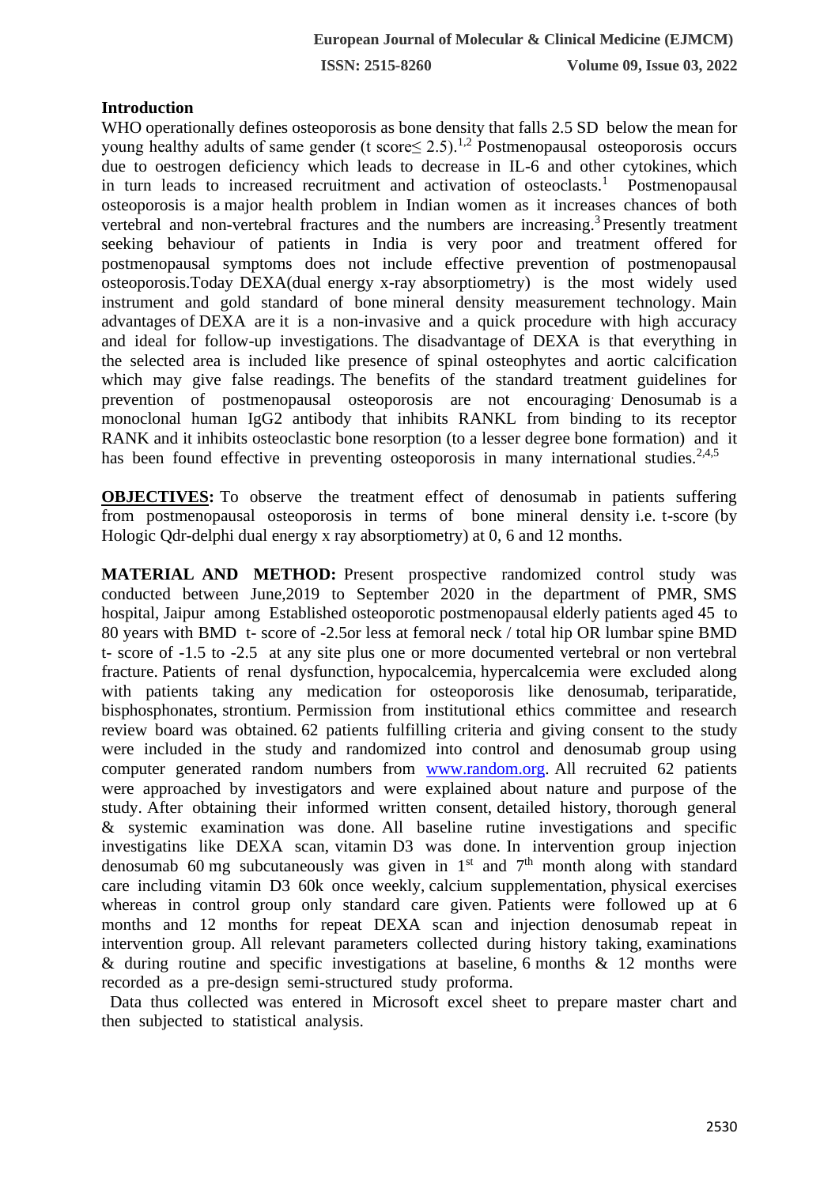## Introduction

WHO operationally defines osteoporosis as bone density that falls 2.5 SD below the mean for young healthy adults of same gender (t score≤ 2.5).[1,2] Postmenopausal osteoporosis occurs due to oestrogen deficiency which leads to decrease in IL-6 and other cytokines, which in turn leads to increased recruitment and activation of osteoclasts.[1] Postmenopausal osteoporosis is a major health problem in Indian women as it increases chances of both vertebral and non-vertebral fractures and the numbers are increasing.[3] Presently treatment seeking behaviour of patients in India is very poor and treatment offered for postmenopausal symptoms does not include effective prevention of postmenopausal osteoporosis.Today DEXA(dual energy x-ray absorptiometry) is the most widely used instrument and gold standard of bone mineral density measurement technology. Main advantages of DEXA are it is a non-invasive and a quick procedure with high accuracy and ideal for follow-up investigations. The disadvantage of DEXA is that everything in the selected area is included like presence of spinal osteophytes and aortic calcification which may give false readings. The benefits of the standard treatment guidelines for prevention of postmenopausal osteoporosis are not encouraging. Denosumab is a monoclonal human IgG2 antibody that inhibits RANKL from binding to its receptor RANK and it inhibits osteoclastic bone resorption (to a lesser degree bone formation) and it has been found effective in preventing osteoporosis in many international studies.[2,4,5]

**OBJECTIVES:** To observe the treatment effect of denosumab in patients suffering from postmenopausal osteoporosis in terms of bone mineral density i.e. t-score (by Hologic Qdr-delphi dual energy x ray absorptiometry) at 0, 6 and 12 months.

**MATERIAL AND METHOD:** Present prospective randomized control study was conducted between June,2019 to September 2020 in the department of PMR, SMS hospital, Jaipur among Established osteoporotic postmenopausal elderly patients aged 45 to 80 years with BMD t- score of -2.5or less at femoral neck / total hip OR lumbar spine BMD t- score of -1.5 to -2.5 at any site plus one or more documented vertebral or non vertebral fracture. Patients of renal dysfunction, hypocalcemia, hypercalcemia were excluded along with patients taking any medication for osteoporosis like denosumab, teriparatide, bisphosphonates, strontium. Permission from institutional ethics committee and research review board was obtained. 62 patients fulfilling criteria and giving consent to the study were included in the study and randomized into control and denosumab group using computer generated random numbers from www.random.org. All recruited 62 patients were approached by investigators and were explained about nature and purpose of the study. After obtaining their informed written consent, detailed history, thorough general & systemic examination was done. All baseline rutine investigations and specific investigatins like DEXA scan, vitamin D3 was done. In intervention group injection denosumab 60 mg subcutaneously was given in 1st and 7th month along with standard care including vitamin D3 60k once weekly, calcium supplementation, physical exercises whereas in control group only standard care given. Patients were followed up at 6 months and 12 months for repeat DEXA scan and injection denosumab repeat in intervention group. All relevant parameters collected during history taking, examinations & during routine and specific investigations at baseline, 6 months & 12 months were recorded as a pre-design semi-structured study proforma.

Data thus collected was entered in Microsoft excel sheet to prepare master chart and then subjected to statistical analysis.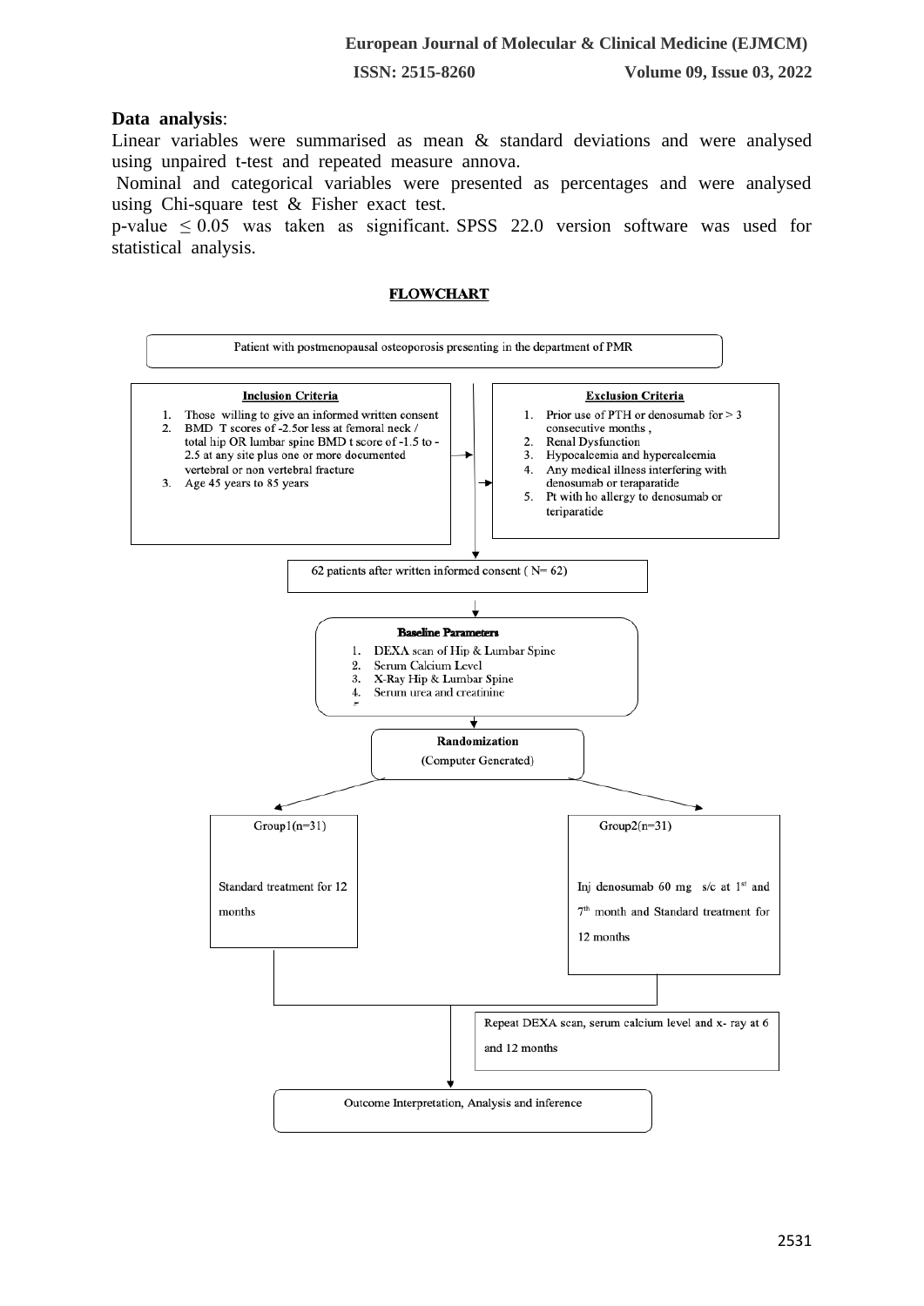**Data analysis**:

Linear variables were summarised as mean & standard deviations and were analysed using unpaired t-test and repeated measure annova.

Nominal and categorical variables were presented as percentages and were analysed using Chi-square test & Fisher exact test.

p-value $\leq 0.05$ was taken as significant. SPSS 22.0 version software was used for statistical analysis.

**FLOWCHART**

Patient with postmenopausal osteoporosis presenting in the department of PMR

**Inclusion Criteria**

1. Those willing to give an informed written consent
2. BMD T scores of -2.5or less at femoral neck / total hip OR lumbar spine BMD t score of -1.5 to -2.5 at any site plus one or more documented vertebral or non vertebral fracture
3. Age 45 years to 85 years

**Exclusion Criteria**

1. Prior use of PTH or denosumab for > 3 consecutive months ,
2. Renal Dysfunction
3. Hypocalcemia and hypercalcemia
4. Any medical illness interfering with denosumab or teraparatide
5. Pt with ho allergy to denosumab or teriparatide

62 patients after written informed consent ( N= 62)

**Baseline Parameters**

1. DEXA scan of Hip & Lumbar Spine
2. Serum Calcium Level
3. X-Ray Hip & Lumbar Spine
4. Serum urea and creatinine

**Randomization**
(Computer Generated)

Group1(n=31)

Standard treatment for 12 months

Group2(n=31)

Inj denosumab 60 mg s/c at 1st and 7th month and Standard treatment for 12 months

Repeat DEXA scan, serum calcium level and x- ray at 6 and 12 months

Outcome Interpretation, Analysis and inference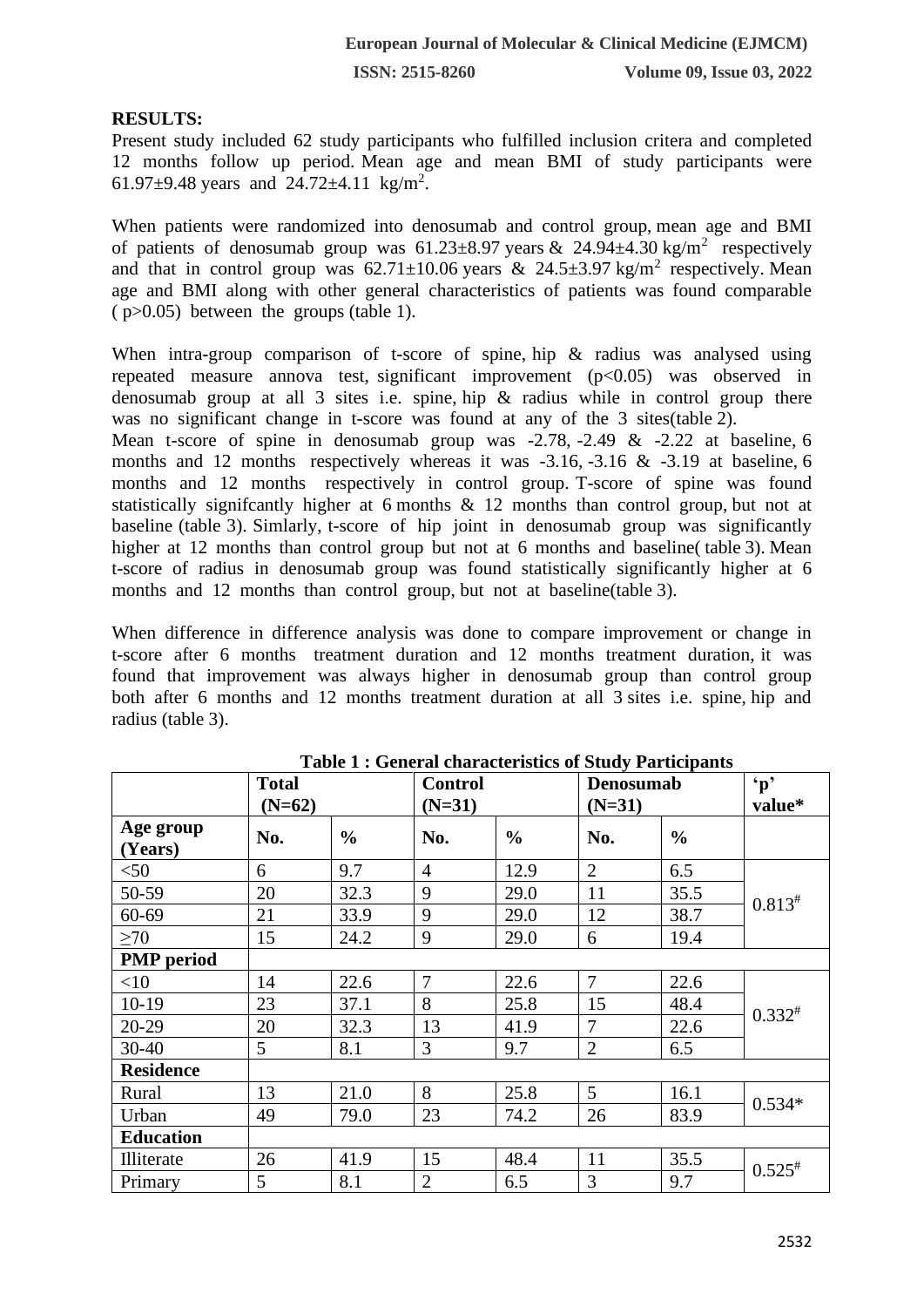**RESULTS:**

Present study included 62 study participants who fulfilled inclusion critera and completed 12 months follow up period. Mean age and mean BMI of study participants were 61.97±9.48 years and 24.72±4.11 $kg/m^2$.

When patients were randomized into denosumab and control group, mean age and BMI of patients of denosumab group was 61.23±8.97 years & 24.94±4.30 $kg/m^2$ respectively and that in control group was 62.71±10.06 years & 24.5±3.97 $kg/m^2$ respectively. Mean age and BMI along with other general characteristics of patients was found comparable ( $p>0.05$) between the groups (table 1).

When intra-group comparison of t-score of spine, hip & radius was analysed using repeated measure annova test, significant improvement ($p<0.05$) was observed in denosumab group at all 3 sites i.e. spine, hip & radius while in control group there was no significant change in t-score was found at any of the 3 sites(table 2).

Mean t-score of spine in denosumab group was -2.78, -2.49 & -2.22 at baseline, 6 months and 12 months respectively whereas it was -3.16, -3.16 & -3.19 at baseline, 6 months and 12 months respectively in control group. T-score of spine was found statistically signifcantly higher at 6 months & 12 months than control group, but not at baseline (table 3). Simlarly, t-score of hip joint in denosumab group was significantly higher at 12 months than control group but not at 6 months and baseline( table 3). Mean t-score of radius in denosumab group was found statistically significantly higher at 6 months and 12 months than control group, but not at baseline(table 3).

When difference in difference analysis was done to compare improvement or change in t-score after 6 months treatment duration and 12 months treatment duration, it was found that improvement was always higher in denosumab group than control group both after 6 months and 12 months treatment duration at all 3 sites i.e. spine, hip and radius (table 3).

**Table 1 : General characteristics of Study Participants**

| | Total (N=62) | | Control (N=31) | | Denosumab (N=31) | | 'p' value* |
|---|---|---|---|---|---|---|---|
| **Age group (Years)** | **No.** | **%** | **No.** | **%** | **No.** | **%** | |
| <50 | 6 | 9.7 | 4 | 12.9 | 2 | 6.5 | 0.813[#] |
| 50-59 | 20 | 32.3 | 9 | 29.0 | 11 | 35.5 | |
| 60-69 | 21 | 33.9 | 9 | 29.0 | 12 | 38.7 | |
| ≥70 | 15 | 24.2 | 9 | 29.0 | 6 | 19.4 | |
| **PMP period** | | | | | | | |
| <10 | 14 | 22.6 | 7 | 22.6 | 7 | 22.6 | 0.332[#] |
| 10-19 | 23 | 37.1 | 8 | 25.8 | 15 | 48.4 | |
| 20-29 | 20 | 32.3 | 13 | 41.9 | 7 | 22.6 | |
| 30-40 | 5 | 8.1 | 3 | 9.7 | 2 | 6.5 | |
| **Residence** | | | | | | | |
| Rural | 13 | 21.0 | 8 | 25.8 | 5 | 16.1 | 0.534* |
| Urban | 49 | 79.0 | 23 | 74.2 | 26 | 83.9 | |
| **Education** | | | | | | | |
| Illiterate | 26 | 41.9 | 15 | 48.4 | 11 | 35.5 | 0.525[#] |
| Primary | 5 | 8.1 | 2 | 6.5 | 3 | 9.7 | |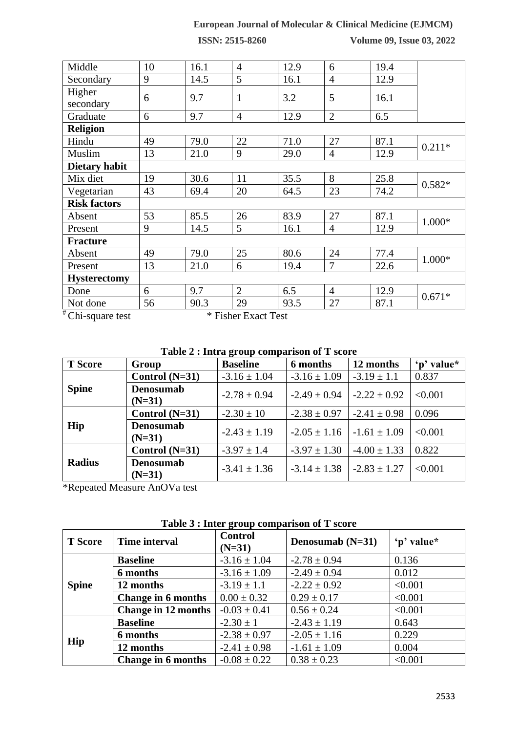| Middle | 10 | 16.1 | 4 | 12.9 | 6 | 19.4 | |
|---|---|---|---|---|---|---|---|
| Secondary | 9 | 14.5 | 5 | 16.1 | 4 | 12.9 | |
| Higher secondary | 6 | 9.7 | 1 | 3.2 | 5 | 16.1 | |
| Graduate | 6 | 9.7 | 4 | 12.9 | 2 | 6.5 | |
| **Religion** | | | | | | | |
| Hindu | 49 | 79.0 | 22 | 71.0 | 27 | 87.1 | 0.211* |
| Muslim | 13 | 21.0 | 9 | 29.0 | 4 | 12.9 | |
| **Dietary habit** | | | | | | | |
| Mix diet | 19 | 30.6 | 11 | 35.5 | 8 | 25.8 | 0.582* |
| Vegetarian | 43 | 69.4 | 20 | 64.5 | 23 | 74.2 | |
| **Risk factors** | | | | | | | |
| Absent | 53 | 85.5 | 26 | 83.9 | 27 | 87.1 | 1.000* |
| Present | 9 | 14.5 | 5 | 16.1 | 4 | 12.9 | |
| **Fracture** | | | | | | | |
| Absent | 49 | 79.0 | 25 | 80.6 | 24 | 77.4 | 1.000* |
| Present | 13 | 21.0 | 6 | 19.4 | 7 | 22.6 | |
| **Hysterectomy** | | | | | | | |
| Done | 6 | 9.7 | 2 | 6.5 | 4 | 12.9 | 0.671* |
| Not done | 56 | 90.3 | 29 | 93.5 | 27 | 87.1 | |

# Chi-square test * Fisher Exact Test

**Table 2 : Intra group comparison of T score**

| T Score | Group | Baseline | 6 months | 12 months | 'p' value* |
|---|---|---|---|---|---|
| **Spine** | **Control (N=31)** | -3.16 ± 1.04 | -3.16 ± 1.09 | -3.19 ± 1.1 | 0.837 |
| | **Denosumab (N=31)** | -2.78 ± 0.94 | -2.49 ± 0.94 | -2.22 ± 0.92 | <0.001 |
| **Hip** | **Control (N=31)** | -2.30 ± 10 | -2.38 ± 0.97 | -2.41 ± 0.98 | 0.096 |
| | **Denosumab (N=31)** | -2.43 ± 1.19 | -2.05 ± 1.16 | -1.61 ± 1.09 | <0.001 |
| **Radius** | **Control (N=31)** | -3.97 ± 1.4 | -3.97 ± 1.30 | -4.00 ± 1.33 | 0.822 |
| | **Denosumab (N=31)** | -3.41 ± 1.36 | -3.14 ± 1.38 | -2.83 ± 1.27 | <0.001 |

*Repeated Measure AnOVa test

**Table 3 : Inter group comparison of T score**

| T Score | Time interval | Control (N=31) | Denosumab (N=31) | 'p' value* |
|---|---|---|---|---|
| **Spine** | **Baseline** | -3.16 ± 1.04 | -2.78 ± 0.94 | 0.136 |
| | **6 months** | -3.16 ± 1.09 | -2.49 ± 0.94 | 0.012 |
| | **12 months** | -3.19 ± 1.1 | -2.22 ± 0.92 | <0.001 |
| | **Change in 6 months** | 0.00 ± 0.32 | 0.29 ± 0.17 | <0.001 |
| | **Change in 12 months** | -0.03 ± 0.41 | 0.56 ± 0.24 | <0.001 |
| **Hip** | **Baseline** | -2.30 ± 1 | -2.43 ± 1.19 | 0.643 |
| | **6 months** | -2.38 ± 0.97 | -2.05 ± 1.16 | 0.229 |
| | **12 months** | -2.41 ± 0.98 | -1.61 ± 1.09 | 0.004 |
| | **Change in 6 months** | -0.08 ± 0.22 | 0.38 ± 0.23 | <0.001 |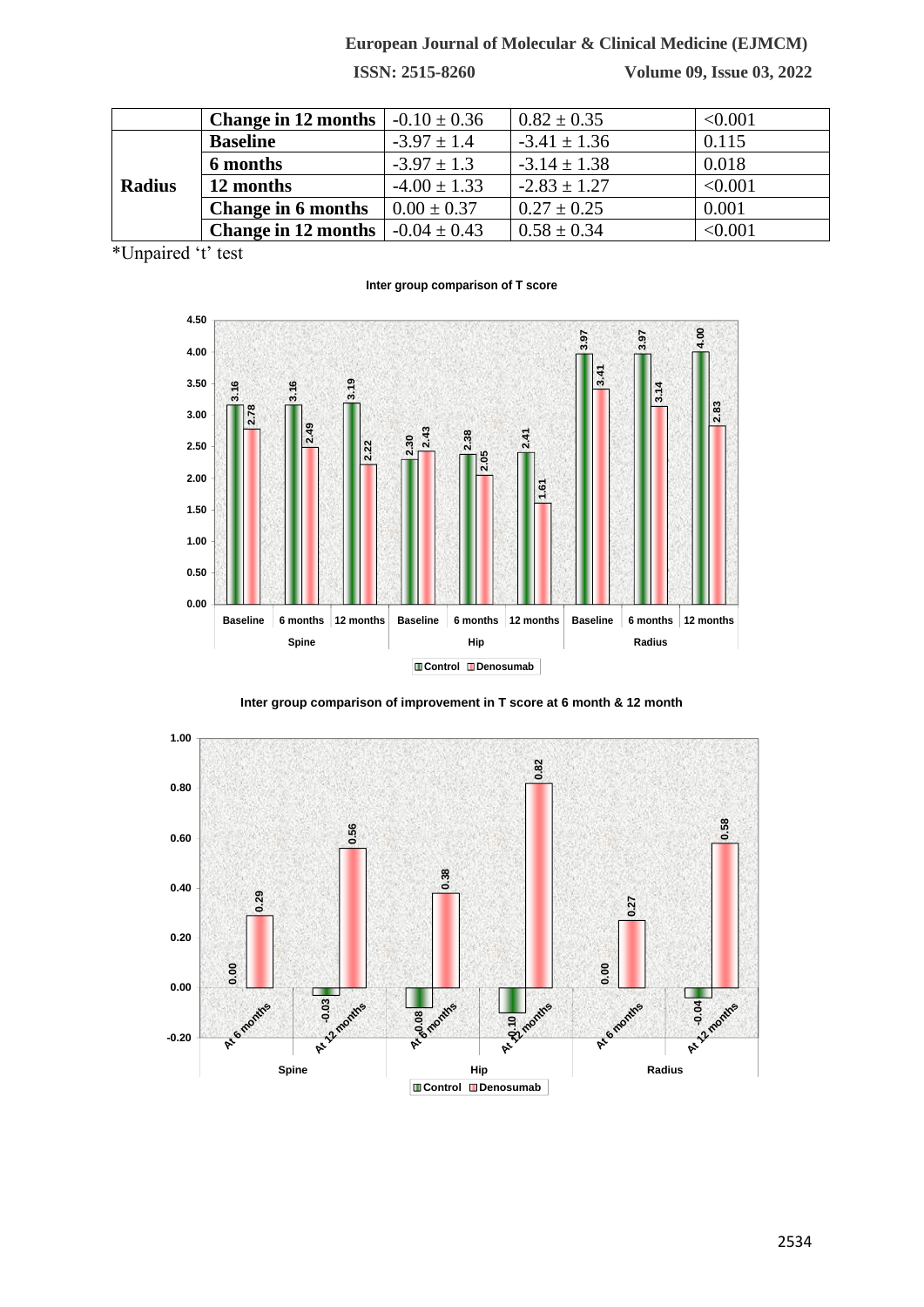| | Change in 12 months | -0.10 ± 0.36 | 0.82 ± 0.35 | <0.001 |
|---|---|---|---|---|
| Radius | Baseline | -3.97 ± 1.4 | -3.41 ± 1.36 | 0.115 |
| | 6 months | -3.97 ± 1.3 | -3.14 ± 1.38 | 0.018 |
| | 12 months | -4.00 ± 1.33 | -2.83 ± 1.27 | <0.001 |
| | Change in 6 months | 0.00 ± 0.37 | 0.27 ± 0.25 | 0.001 |
| | Change in 12 months | -0.04 ± 0.43 | 0.58 ± 0.34 | <0.001 |

*Unpaired 't' test

**Inter group comparison of T score**

| Site | Time | Control | Denosumab |
|---|---|---|---|
| Spine | Baseline | 3.16 | 2.78 |
| Spine | 6 months | 3.16 | 2.49 |
| Spine | 12 months | 3.19 | 2.22 |
| Hip | Baseline | 2.30 | 2.43 |
| Hip | 6 months | 2.38 | 2.05 |
| Hip | 12 months | 2.41 | 1.61 |
| Radius | Baseline | 3.97 | 3.41 |
| Radius | 6 months | 3.97 | 3.14 |
| Radius | 12 months | 4.00 | 2.83 |

**Inter group comparison of improvement in T score at 6 month & 12 month**

| Site | Time | Control | Denosumab |
|---|---|---|---|
| Spine | At 6 months | 0.00 | 0.29 |
| Spine | At 12 months | -0.03 | 0.56 |
| Hip | At 6 months | -0.08 | 0.38 |
| Hip | At 12 months | -0.10 | 0.82 |
| Radius | At 6 months | 0.00 | 0.27 |
| Radius | At 12 months | -0.04 | 0.58 |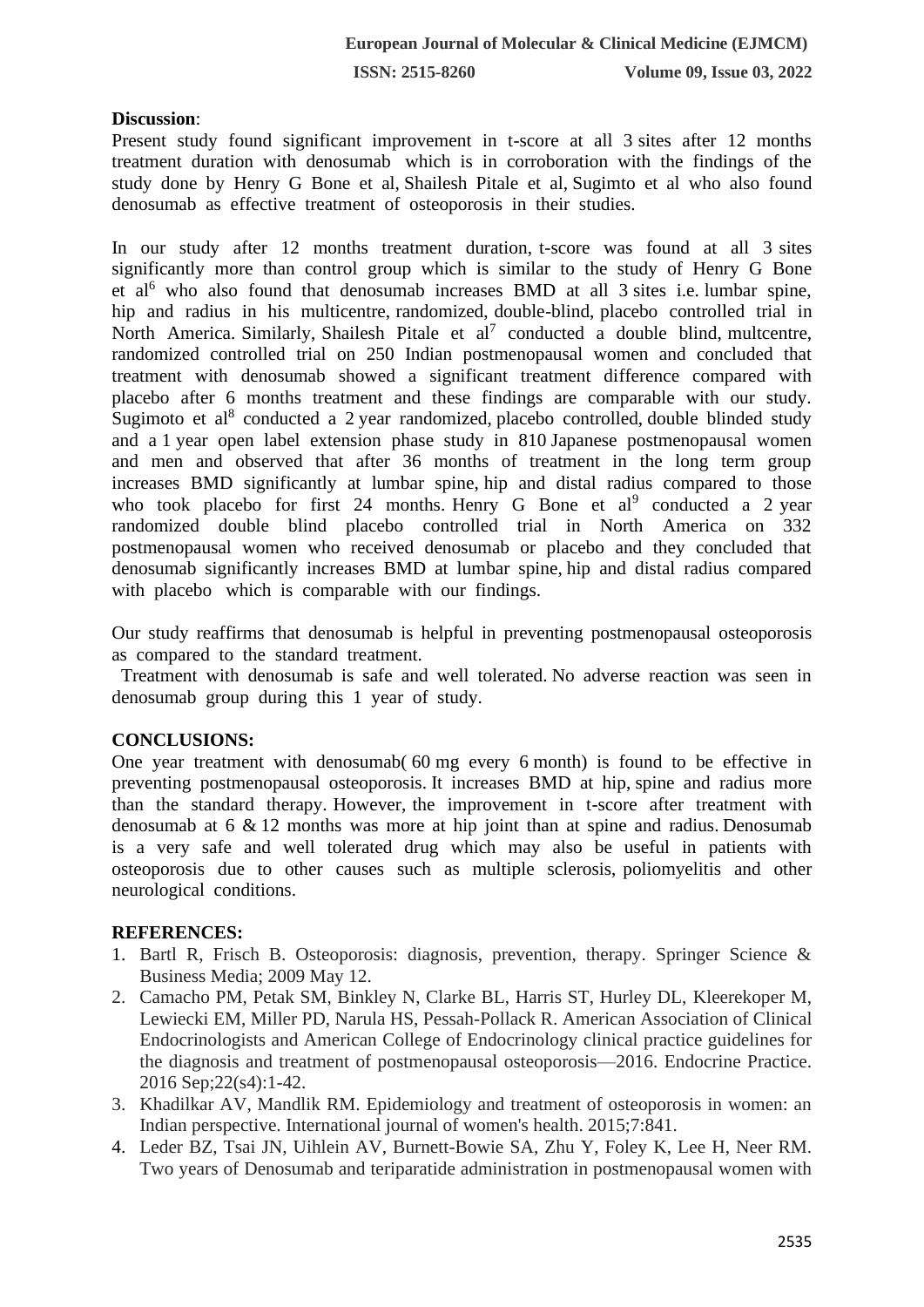**Discussion**:

Present study found significant improvement in t-score at all 3 sites after 12 months treatment duration with denosumab which is in corroboration with the findings of the study done by Henry G Bone et al, Shailesh Pitale et al, Sugimto et al who also found denosumab as effective treatment of osteoporosis in their studies.

In our study after 12 months treatment duration, t-score was found at all 3 sites significantly more than control group which is similar to the study of Henry G Bone et al[6] who also found that denosumab increases BMD at all 3 sites i.e. lumbar spine, hip and radius in his multicentre, randomized, double-blind, placebo controlled trial in North America. Similarly, Shailesh Pitale et al[7] conducted a double blind, multcentre, randomized controlled trial on 250 Indian postmenopausal women and concluded that treatment with denosumab showed a significant treatment difference compared with placebo after 6 months treatment and these findings are comparable with our study. Sugimoto et al[8] conducted a 2 year randomized, placebo controlled, double blinded study and a 1 year open label extension phase study in 810 Japanese postmenopausal women and men and observed that after 36 months of treatment in the long term group increases BMD significantly at lumbar spine, hip and distal radius compared to those who took placebo for first 24 months. Henry G Bone et al[9] conducted a 2 year randomized double blind placebo controlled trial in North America on 332 postmenopausal women who received denosumab or placebo and they concluded that denosumab significantly increases BMD at lumbar spine, hip and distal radius compared with placebo which is comparable with our findings.

Our study reaffirms that denosumab is helpful in preventing postmenopausal osteoporosis as compared to the standard treatment.

Treatment with denosumab is safe and well tolerated. No adverse reaction was seen in denosumab group during this 1 year of study.

## CONCLUSIONS:

One year treatment with denosumab( 60 mg every 6 month) is found to be effective in preventing postmenopausal osteoporosis. It increases BMD at hip, spine and radius more than the standard therapy. However, the improvement in t-score after treatment with denosumab at 6 & 12 months was more at hip joint than at spine and radius. Denosumab is a very safe and well tolerated drug which may also be useful in patients with osteoporosis due to other causes such as multiple sclerosis, poliomyelitis and other neurological conditions.

## REFERENCES:

1. Bartl R, Frisch B. Osteoporosis: diagnosis, prevention, therapy. Springer Science & Business Media; 2009 May 12.
2. Camacho PM, Petak SM, Binkley N, Clarke BL, Harris ST, Hurley DL, Kleerekoper M, Lewiecki EM, Miller PD, Narula HS, Pessah-Pollack R. American Association of Clinical Endocrinologists and American College of Endocrinology clinical practice guidelines for the diagnosis and treatment of postmenopausal osteoporosis—2016. Endocrine Practice. 2016 Sep;22(s4):1-42.
3. Khadilkar AV, Mandlik RM. Epidemiology and treatment of osteoporosis in women: an Indian perspective. International journal of women's health. 2015;7:841.
4. Leder BZ, Tsai JN, Uihlein AV, Burnett-Bowie SA, Zhu Y, Foley K, Lee H, Neer RM. Two years of Denosumab and teriparatide administration in postmenopausal women with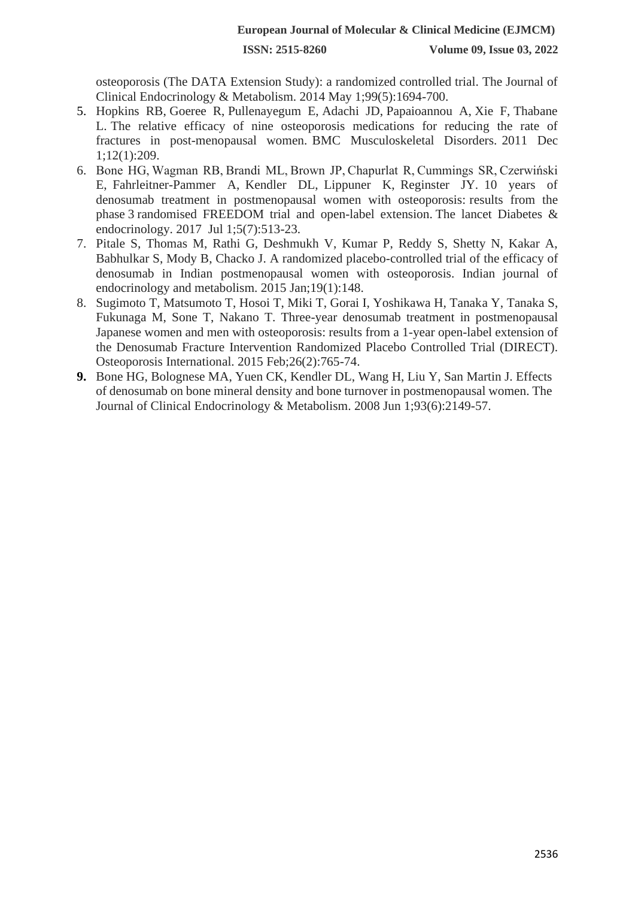osteoporosis (The DATA Extension Study): a randomized controlled trial. The Journal of Clinical Endocrinology & Metabolism. 2014 May 1;99(5):1694-700.

5. Hopkins RB, Goeree R, Pullenayegum E, Adachi JD, Papaioannou A, Xie F, Thabane L. The relative efficacy of nine osteoporosis medications for reducing the rate of fractures in post-menopausal women. BMC Musculoskeletal Disorders. 2011 Dec 1;12(1):209.
6. Bone HG, Wagman RB, Brandi ML, Brown JP, Chapurlat R, Cummings SR, Czerwiński E, Fahrleitner-Pammer A, Kendler DL, Lippuner K, Reginster JY. 10 years of denosumab treatment in postmenopausal women with osteoporosis: results from the phase 3 randomised FREEDOM trial and open-label extension. The lancet Diabetes & endocrinology. 2017 Jul 1;5(7):513-23.
7. Pitale S, Thomas M, Rathi G, Deshmukh V, Kumar P, Reddy S, Shetty N, Kakar A, Babhulkar S, Mody B, Chacko J. A randomized placebo-controlled trial of the efficacy of denosumab in Indian postmenopausal women with osteoporosis. Indian journal of endocrinology and metabolism. 2015 Jan;19(1):148.
8. Sugimoto T, Matsumoto T, Hosoi T, Miki T, Gorai I, Yoshikawa H, Tanaka Y, Tanaka S, Fukunaga M, Sone T, Nakano T. Three-year denosumab treatment in postmenopausal Japanese women and men with osteoporosis: results from a 1-year open-label extension of the Denosumab Fracture Intervention Randomized Placebo Controlled Trial (DIRECT). Osteoporosis International. 2015 Feb;26(2):765-74.
9. Bone HG, Bolognese MA, Yuen CK, Kendler DL, Wang H, Liu Y, San Martin J. Effects of denosumab on bone mineral density and bone turnover in postmenopausal women. The Journal of Clinical Endocrinology & Metabolism. 2008 Jun 1;93(6):2149-57.